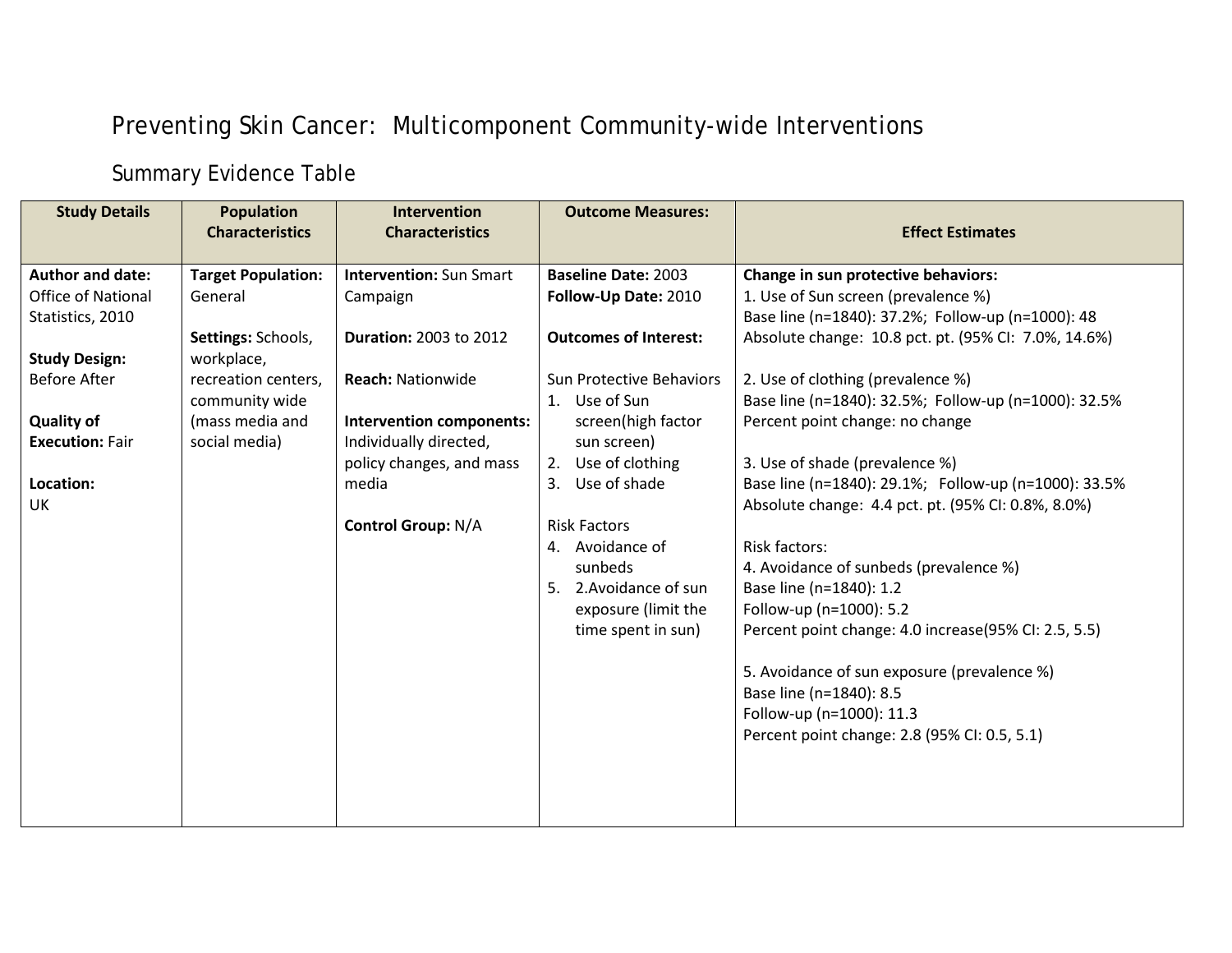# Preventing Skin Cancer: Multicomponent Community-wide Interventions

## Summary Evidence Table

| Study Details | Population Characteristics | Intervention Characteristics | Outcome Measures: | Effect Estimates |
|---|---|---|---|---|
| **Author and date:** Office of National Statistics, 2010<br><br>**Study Design:** Before After<br><br>**Quality of Execution:** Fair<br><br>**Location:** UK | **Target Population:** General<br><br>**Settings:** Schools, workplace, recreation centers, community wide (mass media and social media) | **Intervention:** Sun Smart Campaign<br><br>**Duration:** 2003 to 2012<br><br>**Reach:** Nationwide<br><br>**Intervention components:** Individually directed, policy changes, and mass media<br><br>**Control Group:** N/A | **Baseline Date:** 2003<br>**Follow-Up Date:** 2010<br><br>**Outcomes of Interest:**<br><br>Sun Protective Behaviors<br>1. Use of Sun screen(high factor sun screen)<br>2. Use of clothing<br>3. Use of shade<br><br>Risk Factors<br>4. Avoidance of sunbeds<br>5. 2.Avoidance of sun exposure (limit the time spent in sun) | **Change in sun protective behaviors:**<br>1. Use of Sun screen (prevalence %)<br>Base line (n=1840): 37.2%; Follow-up (n=1000): 48<br>Absolute change: 10.8 pct. pt. (95% CI: 7.0%, 14.6%)<br><br>2. Use of clothing (prevalence %)<br>Base line (n=1840): 32.5%; Follow-up (n=1000): 32.5%<br>Percent point change: no change<br><br>3. Use of shade (prevalence %)<br>Base line (n=1840): 29.1%; Follow-up (n=1000): 33.5%<br>Absolute change: 4.4 pct. pt. (95% CI: 0.8%, 8.0%)<br><br>Risk factors:<br>4. Avoidance of sunbeds (prevalence %)<br>Base line (n=1840): 1.2<br>Follow-up (n=1000): 5.2<br>Percent point change: 4.0 increase(95% CI: 2.5, 5.5)<br><br>5. Avoidance of sun exposure (prevalence %)<br>Base line (n=1840): 8.5<br>Follow-up (n=1000): 11.3<br>Percent point change: 2.8 (95% CI: 0.5, 5.1) |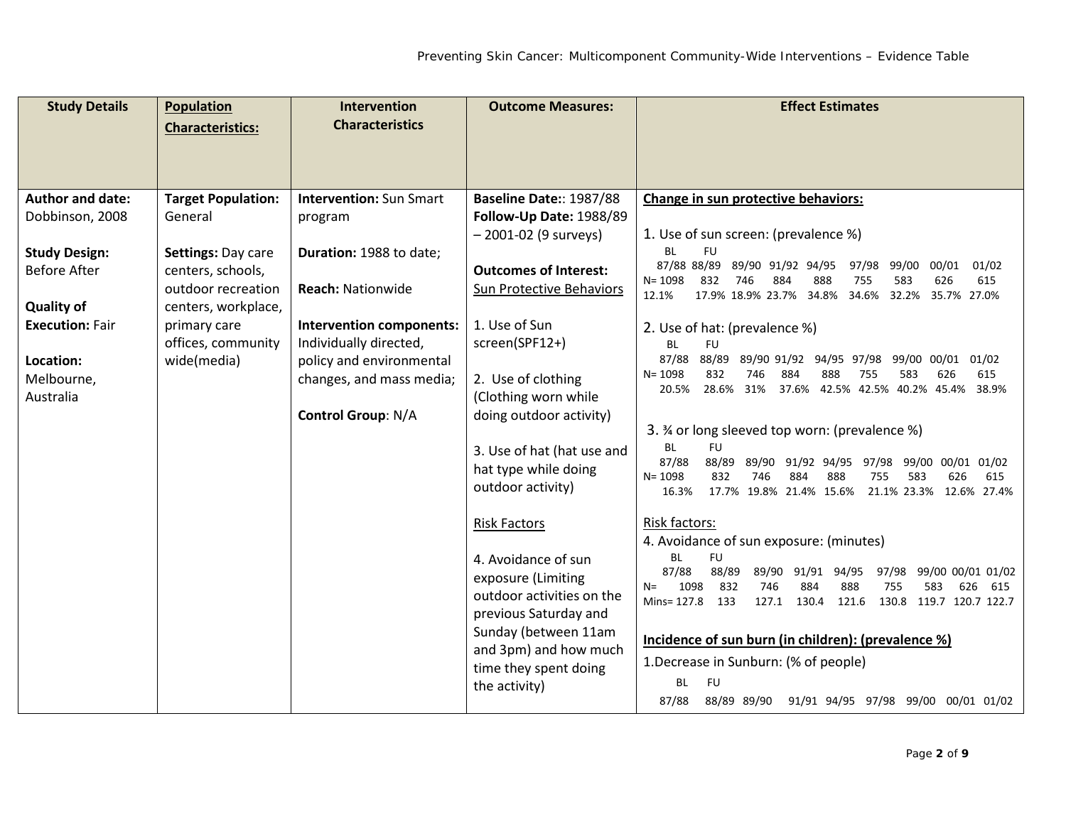| Study Details | Population Characteristics: | Intervention Characteristics | Outcome Measures: | Effect Estimates |
|---|---|---|---|---|
| **Author and date:** Dobbinson, 2008<br><br>**Study Design:** Before After<br><br>**Quality of Execution:** Fair<br><br>**Location:** Melbourne, Australia | **Target Population:** General<br><br>**Settings:** Day care centers, schools, outdoor recreation centers, workplace, primary care offices, community wide(media) | **Intervention:** Sun Smart program<br><br>**Duration:** 1988 to date;<br><br>**Reach:** Nationwide<br><br>**Intervention components:** Individually directed, policy and environmental changes, and mass media;<br><br>**Control Group**: N/A | **Baseline Date:**: 1987/88<br>**Follow-Up Date:** 1988/89 – 2001-02 (9 surveys)<br><br>**Outcomes of Interest:**<br>Sun Protective Behaviors<br><br>1. Use of Sun screen(SPF12+)<br><br>2. Use of clothing (Clothing worn while doing outdoor activity)<br><br>3. Use of hat (hat use and hat type while doing outdoor activity)<br><br>Risk Factors<br><br>4. Avoidance of sun exposure (Limiting outdoor activities on the previous Saturday and Sunday (between 11am and 3pm) and how much time they spent doing the activity) | **Change in sun protective behaviors:**<br><br>1. Use of sun screen: (prevalence %)<br>BL 87/88: N= 1098, 12.1%<br>FU 88/89: N= 832, 17.9%; 89/90: N= 746, 18.9%; 91/92: N= 884, 23.7%; 94/95: N= 888, 34.8%; 97/98: N= 755, 34.6%; 99/00: N= 583, 32.2%; 00/01: N= 626, 35.7%; 01/02: N= 615, 27.0%<br><br>2. Use of hat: (prevalence %)<br>BL 87/88: N= 1098, 20.5%<br>FU 88/89: N= 832, 28.6%; 89/90: N= 746, 31%; 91/92: N= 884, 37.6%; 94/95: N= 888, 42.5%; 97/98: N= 755, 42.5%; 99/00: N= 583, 40.2%; 00/01: N= 626, 45.4%; 01/02: N= 615, 38.9%<br><br>3. ¾ or long sleeved top worn: (prevalence %)<br>BL 87/88: N= 1098, 16.3%<br>FU 88/89: N= 832, 17.7%; 89/90: N= 746, 19.8%; 91/92: N= 884, 21.4%; 94/95: N= 888, 15.6%; 97/98: N= 755, 21.1%; 99/00: N= 583, 23.3%; 00/01: N= 626, 12.6%; 01/02: N= 615, 27.4%<br><br>Risk factors:<br>4. Avoidance of sun exposure: (minutes)<br>BL 87/88: N= 1098, Mins= 127.8<br>FU 88/89: N= 832, 133; 89/90: N= 746, 127.1; 91/91: N= 884, 130.4; 94/95: N= 888, 121.6; 97/98: N= 755, 130.8; 99/00: N= 583, 119.7; 00/01: N= 626, 120.7; 01/02: N= 615, 122.7<br><br>**Incidence of sun burn (in children): (prevalence %)**<br>1.Decrease in Sunburn: (% of people)<br>BL 87/88<br>FU 88/89, 89/90, 91/91, 94/95, 97/98, 99/00, 00/01, 01/02 |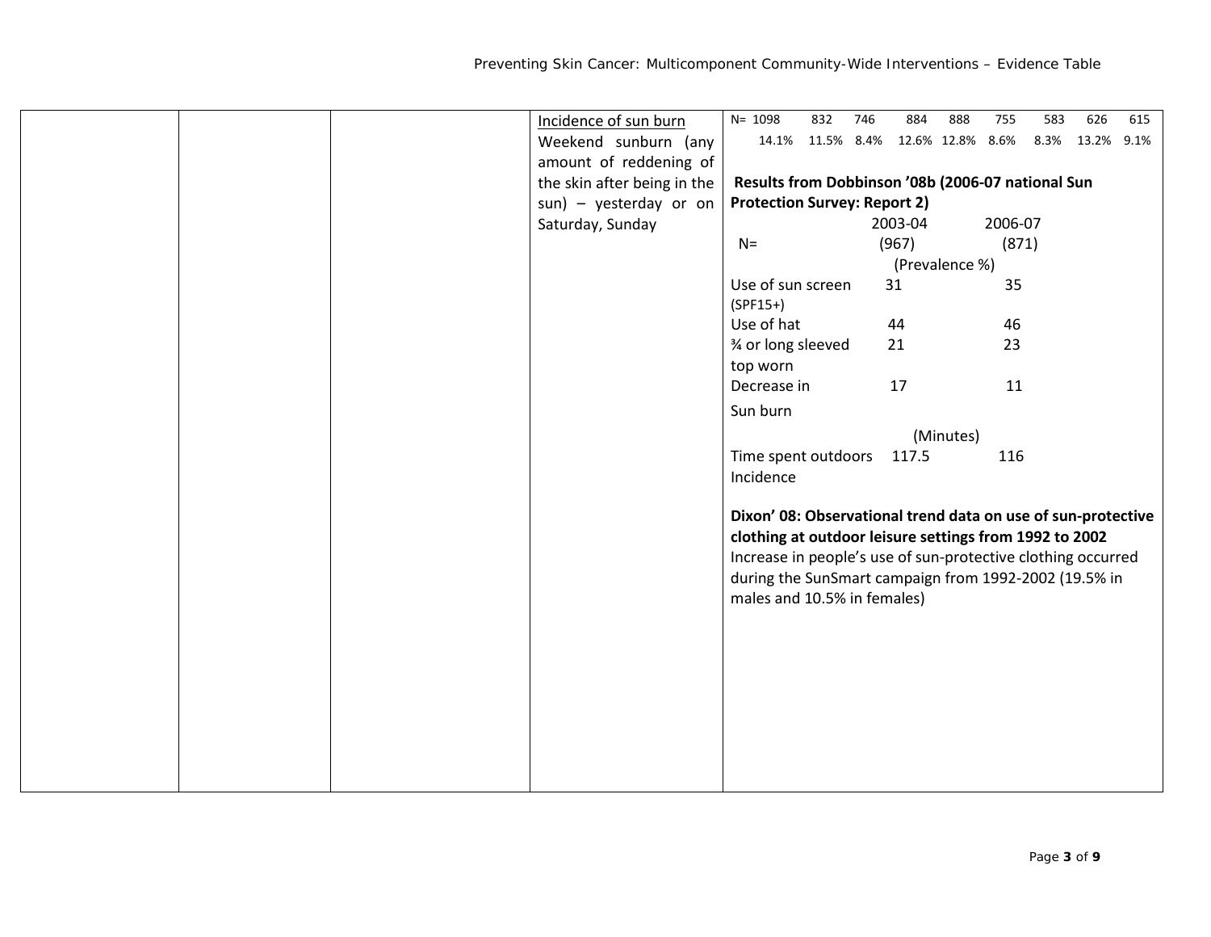| | | | | |
|---|---|---|---|---|
| | | | <u>Incidence of sun burn</u><br>Weekend sunburn (any amount of reddening of the skin after being in the sun) – yesterday or on Saturday, Sunday | N= 1098 832 746 884 888 755 583 626 615<br>14.1% 11.5% 8.4% 12.6% 12.8% 8.6% 8.3% 13.2% 9.1%<br><br>**Results from Dobbinson '08b (2006-07 national Sun Protection Survey: Report 2)**<br><br>2003-04 2006-07<br>N= (967) (871)<br>(Prevalence %)<br>Use of sun screen (SPF15+) 31 35<br>Use of hat 44 46<br>¾ or long sleeved top worn 21 23<br>Decrease in Sun burn 17 11<br>(Minutes)<br>Time spent outdoors Incidence 117.5 116<br><br>**Dixon' 08: Observational trend data on use of sun-protective clothing at outdoor leisure settings from 1992 to 2002**<br>Increase in people's use of sun-protective clothing occurred during the SunSmart campaign from 1992-2002 (19.5% in males and 10.5% in females) |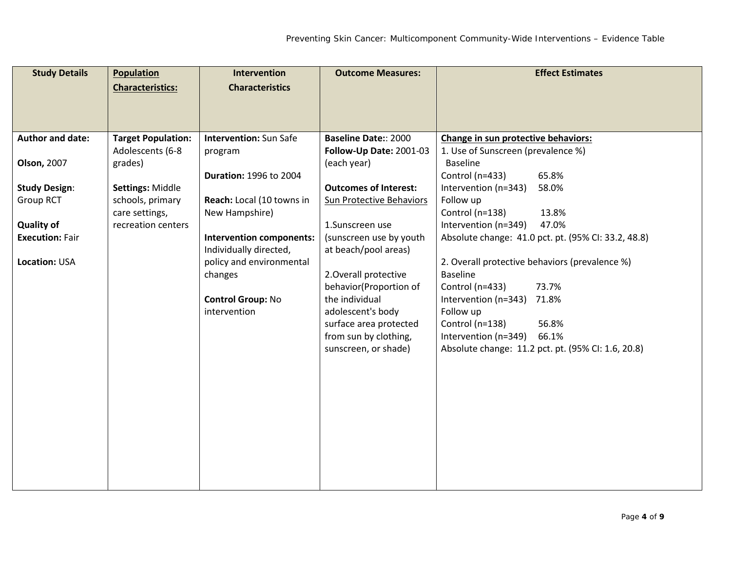| Study Details | Population Characteristics: | Intervention Characteristics | Outcome Measures: | Effect Estimates |
|---|---|---|---|---|
| **Author and date:**<br><br>**Olson,** 2007<br><br>**Study Design**: Group RCT<br><br>**Quality of Execution:** Fair<br><br>**Location:** USA | **Target Population:** Adolescents (6-8 grades)<br><br>**Settings:** Middle schools, primary care settings, recreation centers | **Intervention:** Sun Safe program<br><br>**Duration:** 1996 to 2004<br><br>**Reach:** Local (10 towns in New Hampshire)<br><br>**Intervention components:** Individually directed, policy and environmental changes<br><br>**Control Group:** No intervention | **Baseline Date:**: 2000<br>**Follow-Up Date:** 2001-03 (each year)<br><br>**Outcomes of Interest:** Sun Protective Behaviors<br><br>1.Sunscreen use (sunscreen use by youth at beach/pool areas)<br><br>2.Overall protective behavior(Proportion of the individual adolescent's body surface area protected from sun by clothing, sunscreen, or shade) | **Change in sun protective behaviors:**<br>1. Use of Sunscreen (prevalence %)<br>Baseline<br>Control (n=433) 65.8%<br>Intervention (n=343) 58.0%<br>Follow up<br>Control (n=138) 13.8%<br>Intervention (n=349) 47.0%<br>Absolute change: 41.0 pct. pt. (95% CI: 33.2, 48.8)<br><br>2. Overall protective behaviors (prevalence %)<br>Baseline<br>Control (n=433) 73.7%<br>Intervention (n=343) 71.8%<br>Follow up<br>Control (n=138) 56.8%<br>Intervention (n=349) 66.1%<br>Absolute change: 11.2 pct. pt. (95% CI: 1.6, 20.8) |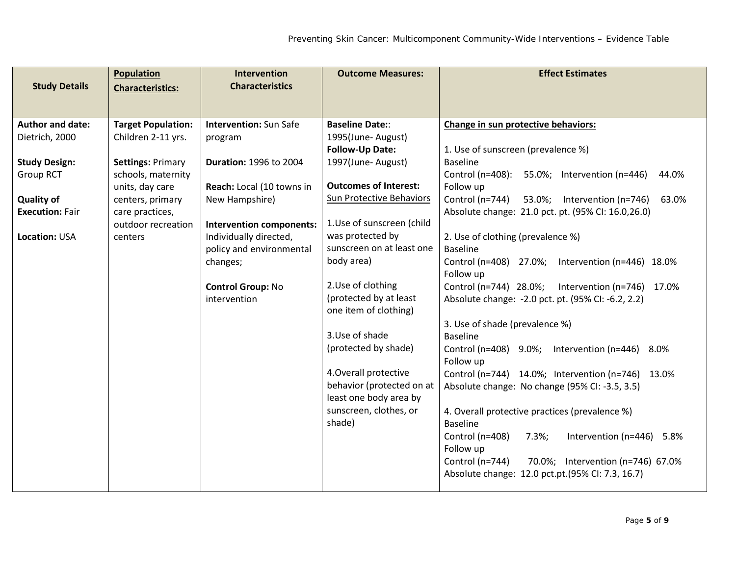| Study Details | Population Characteristics: | Intervention Characteristics | Outcome Measures: | Effect Estimates |
|---|---|---|---|---|
| **Author and date:** Dietrich, 2000<br><br>**Study Design:** Group RCT<br><br>**Quality of Execution:** Fair<br><br>**Location:** USA | **Target Population:** Children 2-11 yrs.<br><br>**Settings:** Primary schools, maternity units, day care centers, primary care practices, outdoor recreation centers | **Intervention:** Sun Safe program<br><br>**Duration:** 1996 to 2004<br><br>**Reach:** Local (10 towns in New Hampshire)<br><br>**Intervention components:** Individually directed, policy and environmental changes;<br><br>**Control Group:** No intervention | **Baseline Date::** 1995(June- August)<br>**Follow-Up Date:** 1997(June- August)<br><br>**Outcomes of Interest:** Sun Protective Behaviors<br><br>1.Use of sunscreen (child was protected by sunscreen on at least one body area)<br><br>2.Use of clothing (protected by at least one item of clothing)<br><br>3.Use of shade (protected by shade)<br><br>4.Overall protective behavior (protected on at least one body area by sunscreen, clothes, or shade) | **Change in sun protective behaviors:**<br><br>1. Use of sunscreen (prevalence %)<br>Baseline<br>Control (n=408): 55.0%; Intervention (n=446) 44.0%<br>Follow up<br>Control (n=744) 53.0%; Intervention (n=746) 63.0%<br>Absolute change: 21.0 pct. pt. (95% CI: 16.0,26.0)<br><br>2. Use of clothing (prevalence %)<br>Baseline<br>Control (n=408) 27.0%; Intervention (n=446) 18.0%<br>Follow up<br>Control (n=744) 28.0%; Intervention (n=746) 17.0%<br>Absolute change: -2.0 pct. pt. (95% CI: -6.2, 2.2)<br><br>3. Use of shade (prevalence %)<br>Baseline<br>Control (n=408) 9.0%; Intervention (n=446) 8.0%<br>Follow up<br>Control (n=744) 14.0%; Intervention (n=746) 13.0%<br>Absolute change: No change (95% CI: -3.5, 3.5)<br><br>4. Overall protective practices (prevalence %)<br>Baseline<br>Control (n=408) 7.3%; Intervention (n=446) 5.8%<br>Follow up<br>Control (n=744) 70.0%; Intervention (n=746) 67.0%<br>Absolute change: 12.0 pct.pt.(95% CI: 7.3, 16.7) |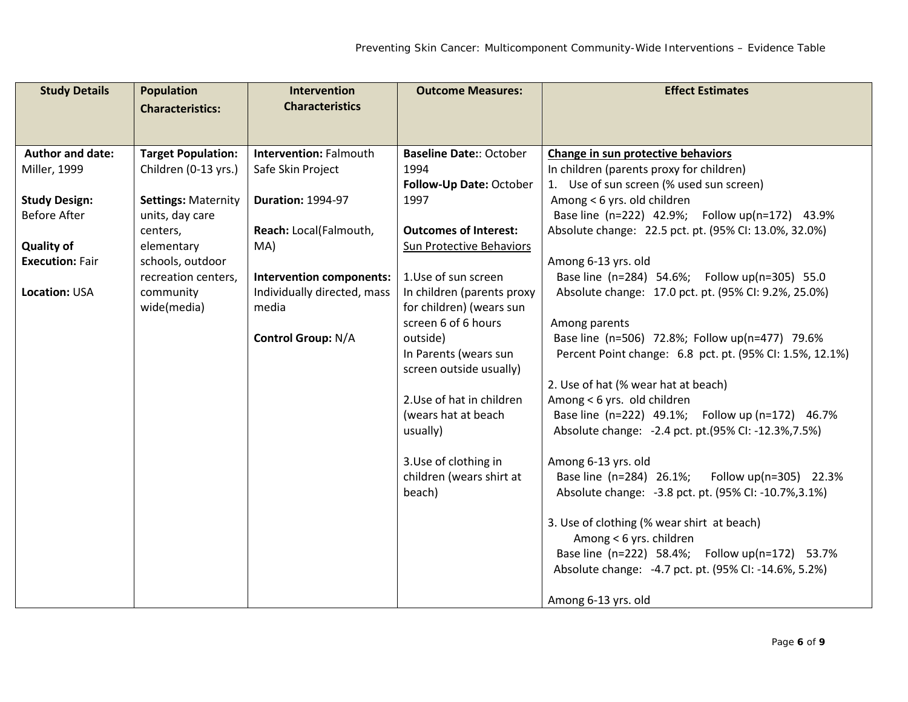| Study Details | Population Characteristics: | Intervention Characteristics | Outcome Measures: | Effect Estimates |
|---|---|---|---|---|
| **Author and date:** Miller, 1999<br><br>**Study Design:** Before After<br><br>**Quality of Execution:** Fair<br><br>**Location:** USA | **Target Population:** Children (0-13 yrs.)<br><br>**Settings:** Maternity units, day care centers, elementary schools, outdoor recreation centers, community wide(media) | **Intervention:** Falmouth Safe Skin Project<br><br>**Duration:** 1994-97<br><br>**Reach:** Local(Falmouth, MA)<br><br>**Intervention components:** Individually directed, mass media<br><br>**Control Group:** N/A | **Baseline Date::** October 1994<br>**Follow-Up Date:** October 1997<br><br>**Outcomes of Interest:** Sun Protective Behaviors<br><br>1.Use of sun screen<br>In children (parents proxy for children) (wears sun screen 6 of 6 hours outside)<br>In Parents (wears sun screen outside usually)<br><br>2.Use of hat in children (wears hat at beach usually)<br><br>3.Use of clothing in children (wears shirt at beach) | **Change in sun protective behaviors**<br>In children (parents proxy for children)<br>1. Use of sun screen (% used sun screen)<br>Among < 6 yrs. old children<br>Base line (n=222) 42.9%; Follow up(n=172) 43.9%<br>Absolute change: 22.5 pct. pt. (95% CI: 13.0%, 32.0%)<br><br>Among 6-13 yrs. old<br>Base line (n=284) 54.6%; Follow up(n=305) 55.0<br>Absolute change: 17.0 pct. pt. (95% CI: 9.2%, 25.0%)<br><br>Among parents<br>Base line (n=506) 72.8%; Follow up(n=477) 79.6%<br>Percent Point change: 6.8 pct. pt. (95% CI: 1.5%, 12.1%)<br><br>2. Use of hat (% wear hat at beach)<br>Among < 6 yrs. old children<br>Base line (n=222) 49.1%; Follow up (n=172) 46.7%<br>Absolute change: -2.4 pct. pt.(95% CI: -12.3%,7.5%)<br><br>Among 6-13 yrs. old<br>Base line (n=284) 26.1%; Follow up(n=305) 22.3%<br>Absolute change: -3.8 pct. pt. (95% CI: -10.7%,3.1%)<br><br>3. Use of clothing (% wear shirt at beach)<br>Among < 6 yrs. children<br>Base line (n=222) 58.4%; Follow up(n=172) 53.7%<br>Absolute change: -4.7 pct. pt. (95% CI: -14.6%, 5.2%)<br><br>Among 6-13 yrs. old |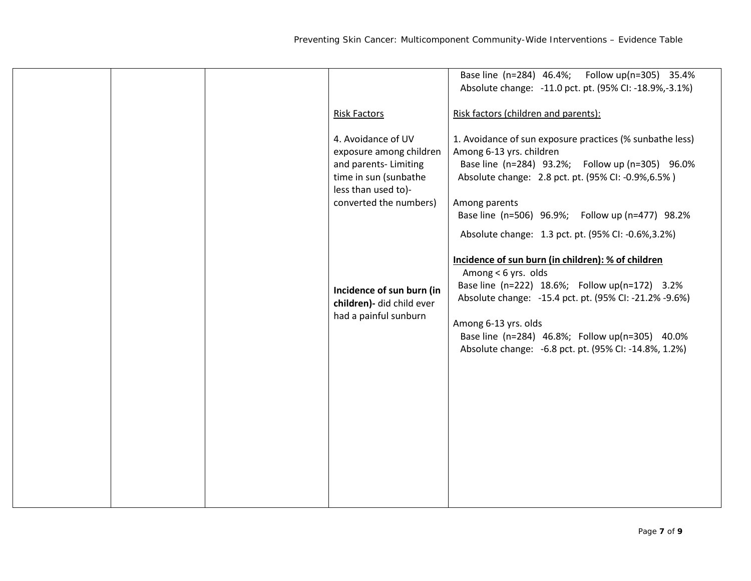| | | | | |
|---|---|---|---|---|
| | | | Risk Factors<br><br>4. Avoidance of UV exposure among children and parents- Limiting time in sun (sunbathe less than used to)- converted the numbers)<br><br><br><br><br><br>**Incidence of sun burn (in children)-** did child ever had a painful sunburn | Base line (n=284) 46.4%; Follow up(n=305) 35.4%<br>Absolute change: -11.0 pct. pt. (95% CI: -18.9%,-3.1%)<br><br>Risk factors (children and parents):<br><br>1. Avoidance of sun exposure practices (% sunbathe less)<br>Among 6-13 yrs. children<br>Base line (n=284) 93.2%; Follow up (n=305) 96.0%<br>Absolute change: 2.8 pct. pt. (95% CI: -0.9%,6.5% )<br><br>Among parents<br>Base line (n=506) 96.9%; Follow up (n=477) 98.2%<br>Absolute change: 1.3 pct. pt. (95% CI: -0.6%,3.2%)<br><br>**Incidence of sun burn (in children): % of children**<br>Among < 6 yrs. olds<br>Base line (n=222) 18.6%; Follow up(n=172) 3.2%<br>Absolute change: -15.4 pct. pt. (95% CI: -21.2% -9.6%)<br><br>Among 6-13 yrs. olds<br>Base line (n=284) 46.8%; Follow up(n=305) 40.0%<br>Absolute change: -6.8 pct. pt. (95% CI: -14.8%, 1.2%) |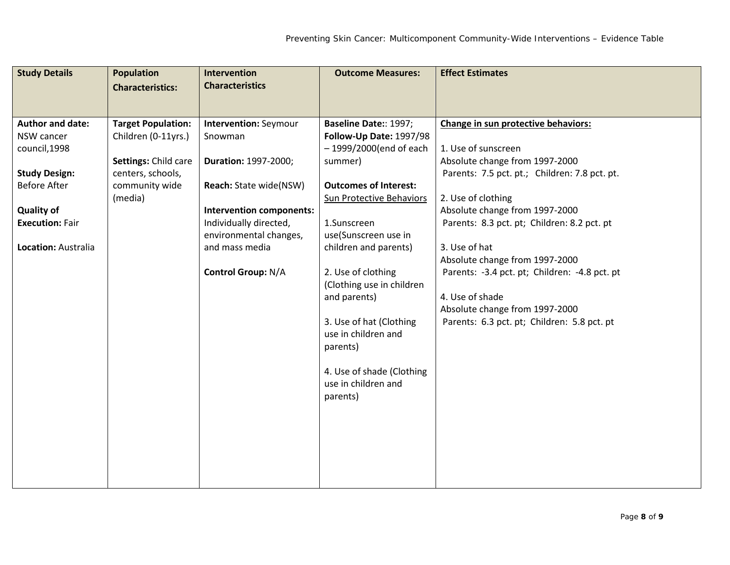| Study Details | Population Characteristics: | Intervention Characteristics | Outcome Measures: | Effect Estimates |
|---|---|---|---|---|
| **Author and date:** NSW cancer council,1998<br><br>**Study Design:** Before After<br><br>**Quality of Execution:** Fair<br><br>**Location:** Australia | **Target Population:** Children (0-11yrs.)<br><br>**Settings:** Child care centers, schools, community wide (media) | **Intervention:** Seymour Snowman<br><br>**Duration:** 1997-2000;<br><br>**Reach:** State wide(NSW)<br><br>**Intervention components:** Individually directed, environmental changes, and mass media<br><br>**Control Group:** N/A | **Baseline Date:**: 1997;<br>**Follow-Up Date:** 1997/98 – 1999/2000(end of each summer)<br><br>**Outcomes of Interest:** Sun Protective Behaviors<br><br>1.Sunscreen use(Sunscreen use in children and parents)<br><br>2. Use of clothing (Clothing use in children and parents)<br><br>3. Use of hat (Clothing use in children and parents)<br><br>4. Use of shade (Clothing use in children and parents) | **Change in sun protective behaviors:**<br><br>1. Use of sunscreen<br>Absolute change from 1997-2000<br>Parents: 7.5 pct. pt.; Children: 7.8 pct. pt.<br><br>2. Use of clothing<br>Absolute change from 1997-2000<br>Parents: 8.3 pct. pt; Children: 8.2 pct. pt<br><br>3. Use of hat<br>Absolute change from 1997-2000<br>Parents: -3.4 pct. pt; Children: -4.8 pct. pt<br><br>4. Use of shade<br>Absolute change from 1997-2000<br>Parents: 6.3 pct. pt; Children: 5.8 pct. pt |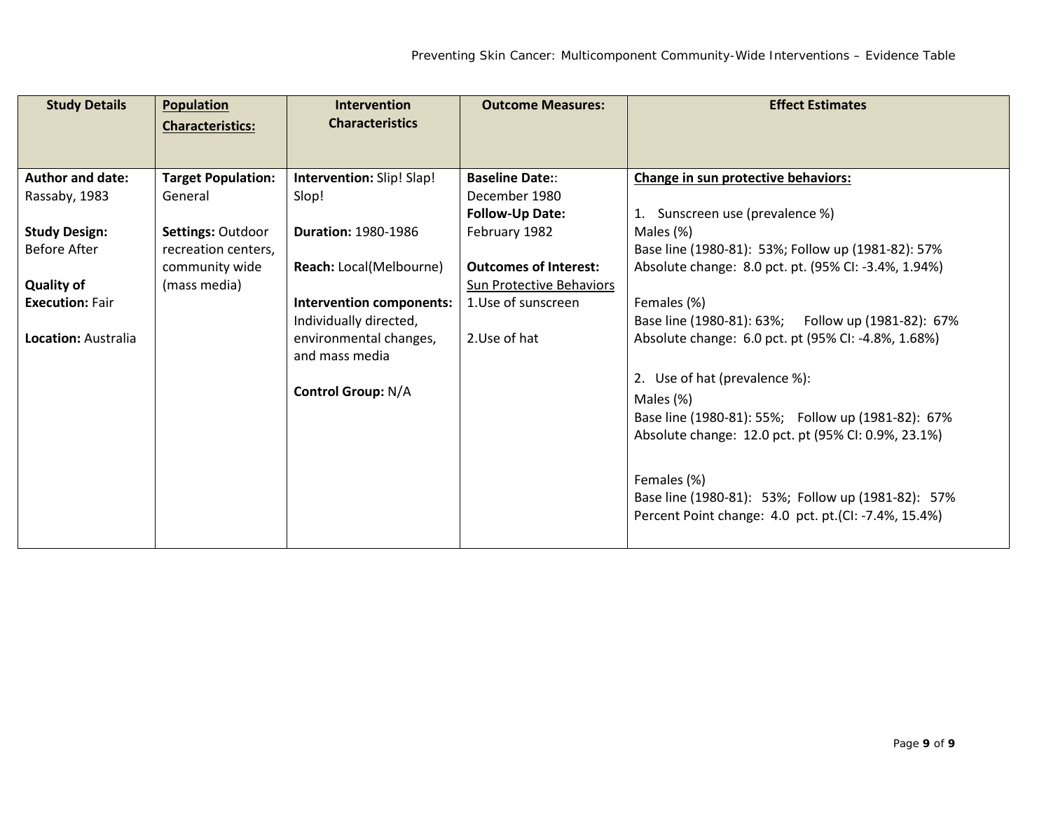| Study Details | Population Characteristics: | Intervention Characteristics | Outcome Measures: | Effect Estimates |
|---|---|---|---|---|
| **Author and date:** Rassaby, 1983<br><br>**Study Design:** Before After<br><br>**Quality of Execution:** Fair<br><br>**Location:** Australia | **Target Population:** General<br><br>**Settings:** Outdoor recreation centers, community wide (mass media) | **Intervention:** Slip! Slap! Slop!<br><br>**Duration:** 1980-1986<br><br>**Reach:** Local(Melbourne)<br><br>**Intervention components:** Individually directed, environmental changes, and mass media<br><br>**Control Group:** N/A | **Baseline Date:**: December 1980<br>**Follow-Up Date:** February 1982<br><br>**Outcomes of Interest:**<br>Sun Protective Behaviors<br>1.Use of sunscreen<br><br>2.Use of hat | **Change in sun protective behaviors:**<br><br>1. Sunscreen use (prevalence %)<br>Males (%)<br>Base line (1980-81): 53%; Follow up (1981-82): 57%<br>Absolute change: 8.0 pct. pt. (95% CI: -3.4%, 1.94%)<br><br>Females (%)<br>Base line (1980-81): 63%; Follow up (1981-82): 67%<br>Absolute change: 6.0 pct. pt (95% CI: -4.8%, 1.68%)<br><br>2. Use of hat (prevalence %):<br>Males (%)<br>Base line (1980-81): 55%; Follow up (1981-82): 67%<br>Absolute change: 12.0 pct. pt (95% CI: 0.9%, 23.1%)<br><br>Females (%)<br>Base line (1980-81): 53%; Follow up (1981-82): 57%<br>Percent Point change: 4.0 pct. pt.(CI: -7.4%, 15.4%) |